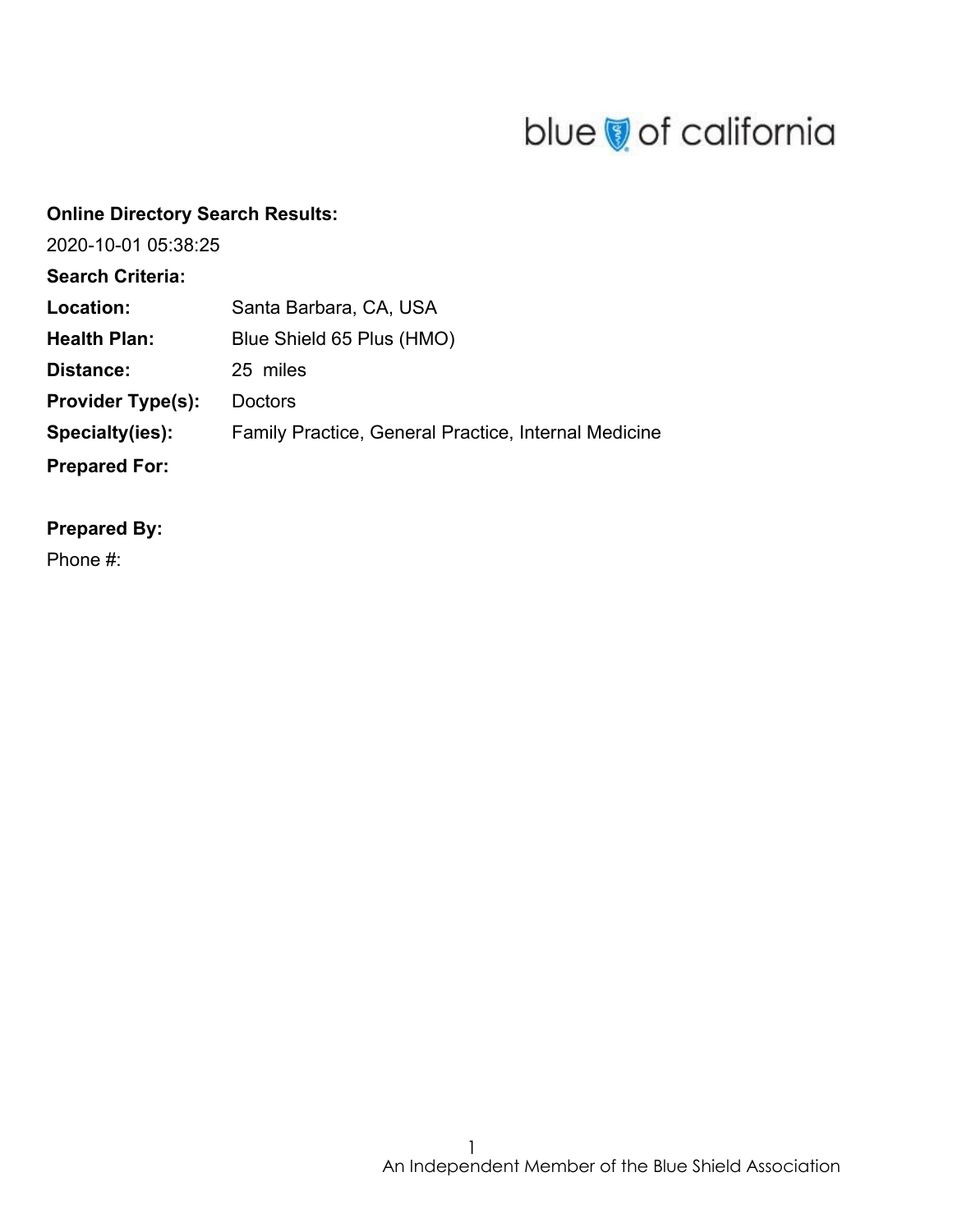blue of california

**Online Directory Search Results:**

2020-10-01 05:38:25

**Search Criteria:**

| | |
|---|---|
| **Location:** | Santa Barbara, CA, USA |
| **Health Plan:** | Blue Shield 65 Plus (HMO) |
| **Distance:** | 25 miles |
| **Provider Type(s):** | Doctors |
| **Specialty(ies):** | Family Practice, General Practice, Internal Medicine |
| **Prepared For:** | |

**Prepared By:**

Phone #:

An Independent Member of the Blue Shield Association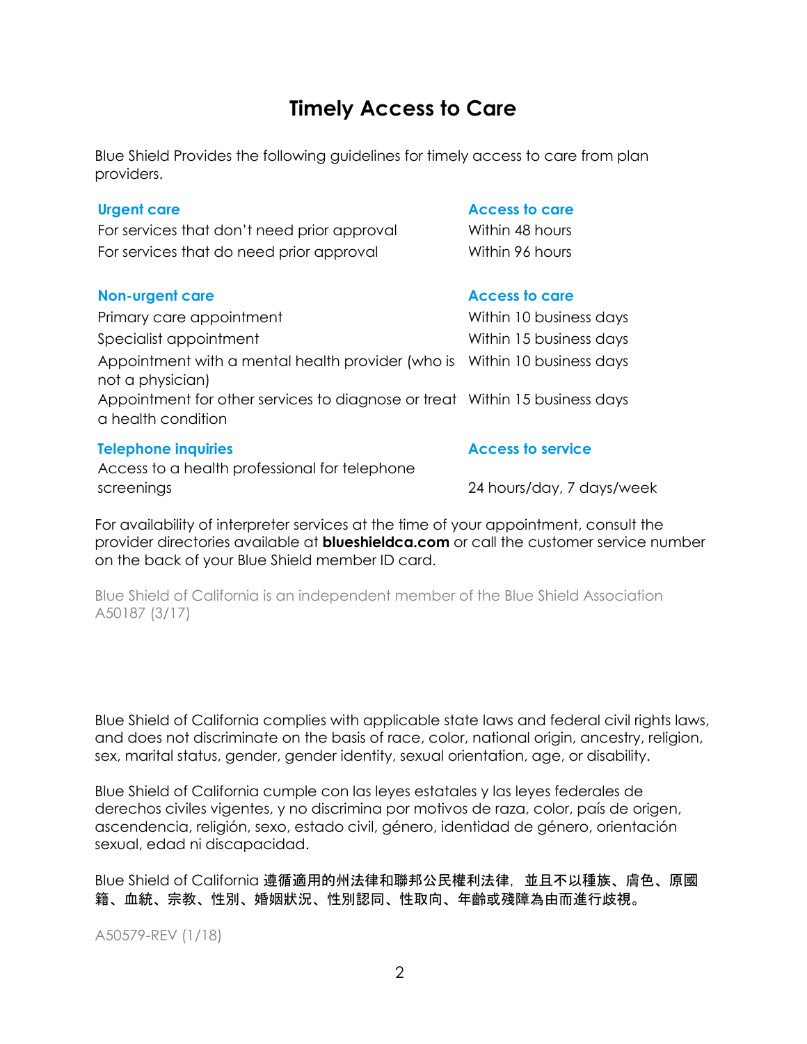# Timely Access to Care

Blue Shield Provides the following guidelines for timely access to care from plan providers.

| Urgent care | Access to care |
| --- | --- |
| For services that don't need prior approval | Within 48 hours |
| For services that do need prior approval | Within 96 hours |

| Non-urgent care | Access to care |
| --- | --- |
| Primary care appointment | Within 10 business days |
| Specialist appointment | Within 15 business days |
| Appointment with a mental health provider (who is not a physician) | Within 10 business days |
| Appointment for other services to diagnose or treat a health condition | Within 15 business days |

| Telephone inquiries | Access to service |
| --- | --- |
| Access to a health professional for telephone screenings | 24 hours/day, 7 days/week |

For availability of interpreter services at the time of your appointment, consult the provider directories available at **blueshieldca.com** or call the customer service number on the back of your Blue Shield member ID card.

Blue Shield of California is an independent member of the Blue Shield Association
A50187 (3/17)

Blue Shield of California complies with applicable state laws and federal civil rights laws, and does not discriminate on the basis of race, color, national origin, ancestry, religion, sex, marital status, gender, gender identity, sexual orientation, age, or disability.

Blue Shield of California cumple con las leyes estatales y las leyes federales de derechos civiles vigentes, y no discrimina por motivos de raza, color, país de origen, ascendencia, religión, sexo, estado civil, género, identidad de género, orientación sexual, edad ni discapacidad.

Blue Shield of California 遵循適用的州法律和聯邦公民權利法律，並且不以種族、膚色、原國籍、血統、宗教、性別、婚姻狀況、性別認同、性取向、年齡或殘障為由而進行歧視。

A50579-REV (1/18)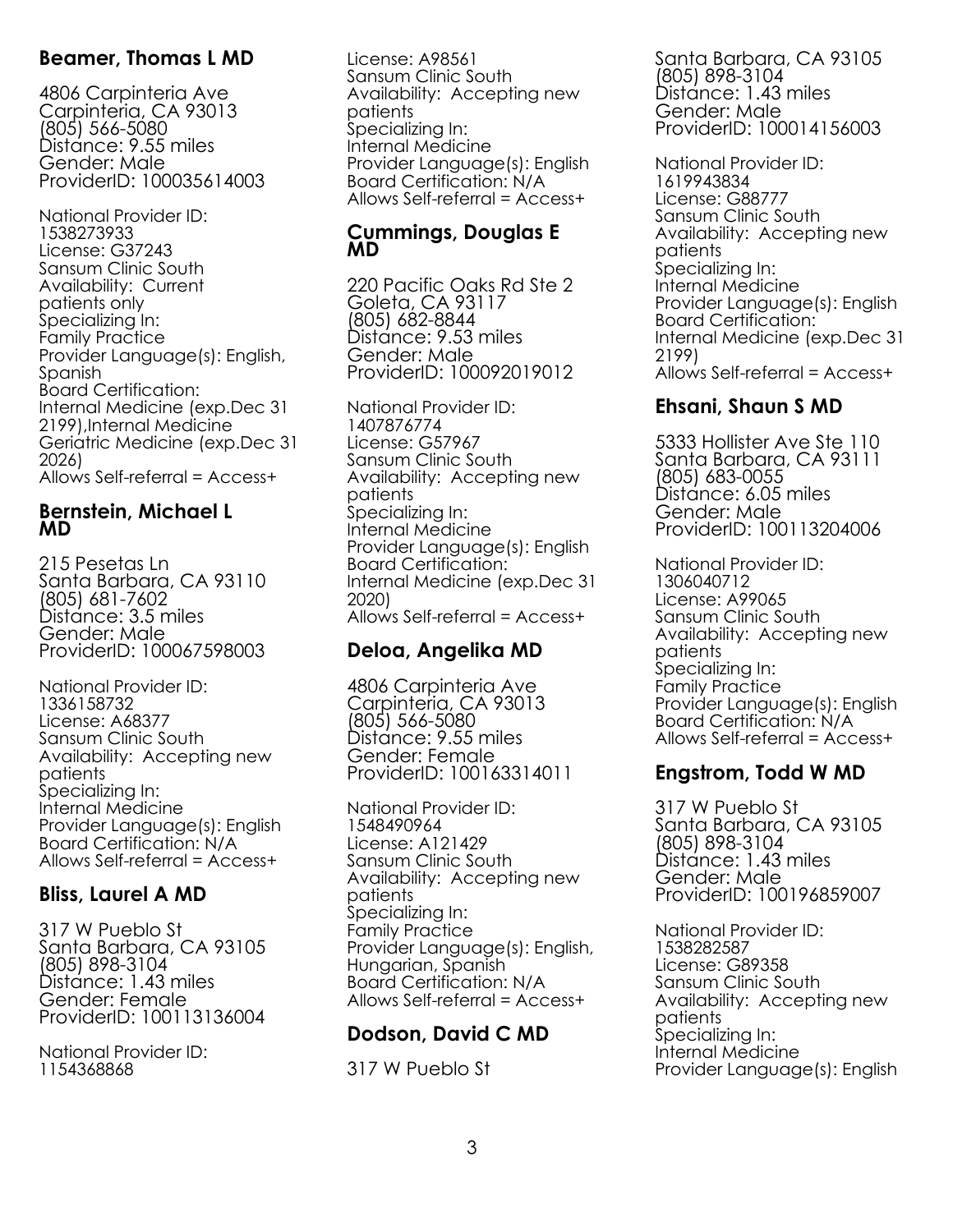### Beamer, Thomas L MD

4806 Carpinteria Ave
Carpinteria, CA 93013
(805) 566-5080
Distance: 9.55 miles
Gender: Male
ProviderID: 100035614003

National Provider ID: 1538273933
License: G37243
Sansum Clinic South
Availability: Current patients only
Specializing In: Family Practice
Provider Language(s): English, Spanish
Board Certification: Internal Medicine (exp.Dec 31 2199),Internal Medicine Geriatric Medicine (exp.Dec 31 2026)
Allows Self-referral = Access+

### Bernstein, Michael L MD

215 Pesetas Ln
Santa Barbara, CA 93110
(805) 681-7602
Distance: 3.5 miles
Gender: Male
ProviderID: 100067598003

National Provider ID: 1336158732
License: A68377
Sansum Clinic South
Availability: Accepting new patients
Specializing In: Internal Medicine
Provider Language(s): English
Board Certification: N/A
Allows Self-referral = Access+

### Bliss, Laurel A MD

317 W Pueblo St
Santa Barbara, CA 93105
(805) 898-3104
Distance: 1.43 miles
Gender: Female
ProviderID: 100113136004

National Provider ID: 1154368868
License: A98561
Sansum Clinic South
Availability: Accepting new patients
Specializing In: Internal Medicine
Provider Language(s): English
Board Certification: N/A
Allows Self-referral = Access+

### Cummings, Douglas E MD

220 Pacific Oaks Rd Ste 2
Goleta, CA 93117
(805) 682-8844
Distance: 9.53 miles
Gender: Male
ProviderID: 100092019012

National Provider ID: 1407876774
License: G57967
Sansum Clinic South
Availability: Accepting new patients
Specializing In: Internal Medicine
Provider Language(s): English
Board Certification: Internal Medicine (exp.Dec 31 2020)
Allows Self-referral = Access+

### Deloa, Angelika MD

4806 Carpinteria Ave
Carpinteria, CA 93013
(805) 566-5080
Distance: 9.55 miles
Gender: Female
ProviderID: 100163314011

National Provider ID: 1548490964
License: A121429
Sansum Clinic South
Availability: Accepting new patients
Specializing In: Family Practice
Provider Language(s): English, Hungarian, Spanish
Board Certification: N/A
Allows Self-referral = Access+

### Dodson, David C MD

317 W Pueblo St
Santa Barbara, CA 93105
(805) 898-3104
Distance: 1.43 miles
Gender: Male
ProviderID: 100014156003

National Provider ID: 1619943834
License: G88777
Sansum Clinic South
Availability: Accepting new patients
Specializing In: Internal Medicine
Provider Language(s): English
Board Certification: Internal Medicine (exp.Dec 31 2199)
Allows Self-referral = Access+

### Ehsani, Shaun S MD

5333 Hollister Ave Ste 110
Santa Barbara, CA 93111
(805) 683-0055
Distance: 6.05 miles
Gender: Male
ProviderID: 100113204006

National Provider ID: 1306040712
License: A99065
Sansum Clinic South
Availability: Accepting new patients
Specializing In: Family Practice
Provider Language(s): English
Board Certification: N/A
Allows Self-referral = Access+

### Engstrom, Todd W MD

317 W Pueblo St
Santa Barbara, CA 93105
(805) 898-3104
Distance: 1.43 miles
Gender: Male
ProviderID: 100196859007

National Provider ID: 1538282587
License: G89358
Sansum Clinic South
Availability: Accepting new patients
Specializing In: Internal Medicine
Provider Language(s): English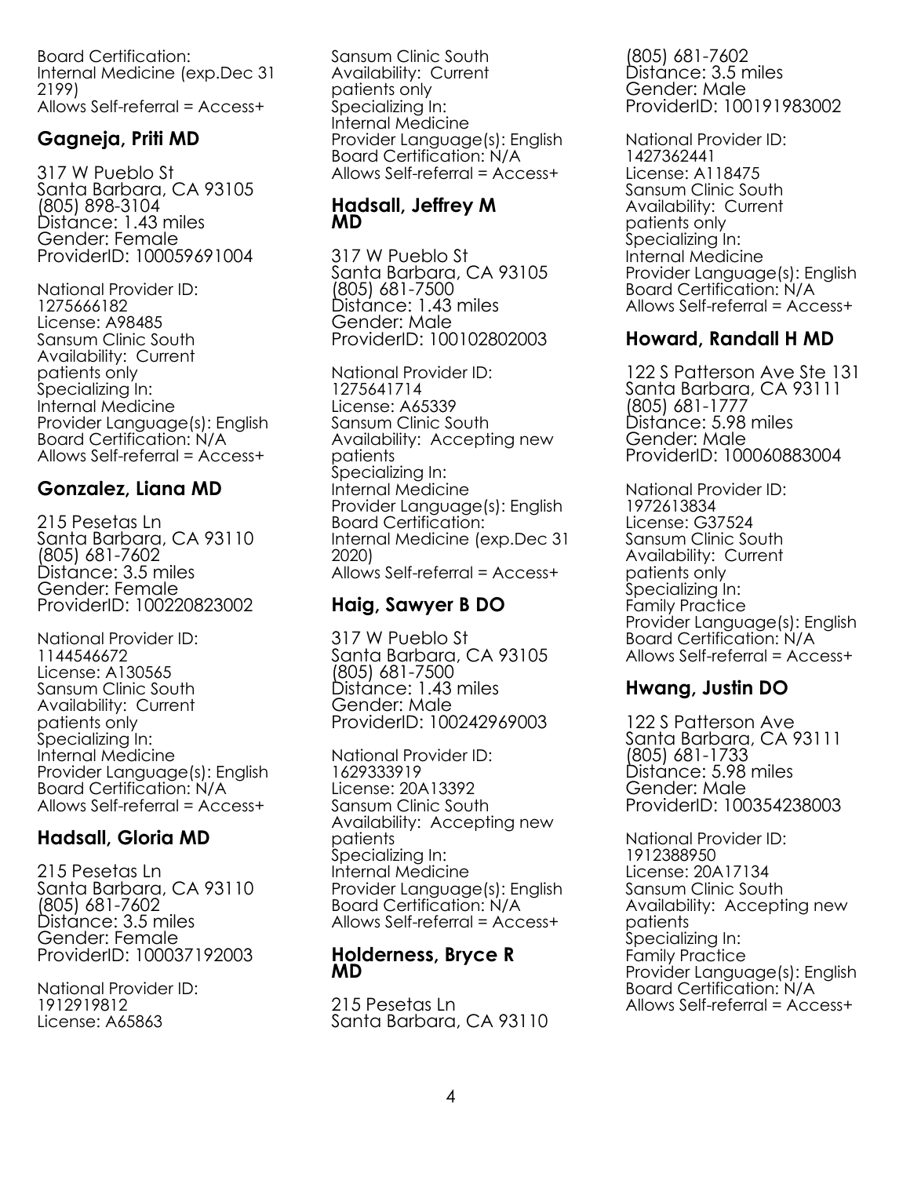Board Certification:
Internal Medicine (exp.Dec 31 2199)
Allows Self-referral = Access+

### Gagneja, Priti MD

317 W Pueblo St
Santa Barbara, CA 93105
(805) 898-3104
Distance: 1.43 miles
Gender: Female
ProviderID: 100059691004

National Provider ID:
1275666182
License: A98485
Sansum Clinic South
Availability: Current patients only
Specializing In:
Internal Medicine
Provider Language(s): English
Board Certification: N/A
Allows Self-referral = Access+

### Gonzalez, Liana MD

215 Pesetas Ln
Santa Barbara, CA 93110
(805) 681-7602
Distance: 3.5 miles
Gender: Female
ProviderID: 100220823002

National Provider ID:
1144546672
License: A130565
Sansum Clinic South
Availability: Current patients only
Specializing In:
Internal Medicine
Provider Language(s): English
Board Certification: N/A
Allows Self-referral = Access+

### Hadsall, Gloria MD

215 Pesetas Ln
Santa Barbara, CA 93110
(805) 681-7602
Distance: 3.5 miles
Gender: Female
ProviderID: 100037192003

National Provider ID:
1912919812
License: A65863
Sansum Clinic South
Availability: Current patients only
Specializing In:
Internal Medicine
Provider Language(s): English
Board Certification: N/A
Allows Self-referral = Access+

### Hadsall, Jeffrey M MD

317 W Pueblo St
Santa Barbara, CA 93105
(805) 681-7500
Distance: 1.43 miles
Gender: Male
ProviderID: 100102802003

National Provider ID:
1275641714
License: A65339
Sansum Clinic South
Availability: Accepting new patients
Specializing In:
Internal Medicine
Provider Language(s): English
Board Certification:
Internal Medicine (exp.Dec 31 2020)
Allows Self-referral = Access+

### Haig, Sawyer B DO

317 W Pueblo St
Santa Barbara, CA 93105
(805) 681-7500
Distance: 1.43 miles
Gender: Male
ProviderID: 100242969003

National Provider ID:
1629333919
License: 20A13392
Sansum Clinic South
Availability: Accepting new patients
Specializing In:
Internal Medicine
Provider Language(s): English
Board Certification: N/A
Allows Self-referral = Access+

### Holderness, Bryce R MD

215 Pesetas Ln
Santa Barbara, CA 93110
(805) 681-7602
Distance: 3.5 miles
Gender: Male
ProviderID: 100191983002

National Provider ID:
1427362441
License: A118475
Sansum Clinic South
Availability: Current patients only
Specializing In:
Internal Medicine
Provider Language(s): English
Board Certification: N/A
Allows Self-referral = Access+

### Howard, Randall H MD

122 S Patterson Ave Ste 131
Santa Barbara, CA 93111
(805) 681-1777
Distance: 5.98 miles
Gender: Male
ProviderID: 100060883004

National Provider ID:
1972613834
License: G37524
Sansum Clinic South
Availability: Current patients only
Specializing In:
Family Practice
Provider Language(s): English
Board Certification: N/A
Allows Self-referral = Access+

### Hwang, Justin DO

122 S Patterson Ave
Santa Barbara, CA 93111
(805) 681-1733
Distance: 5.98 miles
Gender: Male
ProviderID: 100354238003

National Provider ID:
1912388950
License: 20A17134
Sansum Clinic South
Availability: Accepting new patients
Specializing In:
Family Practice
Provider Language(s): English
Board Certification: N/A
Allows Self-referral = Access+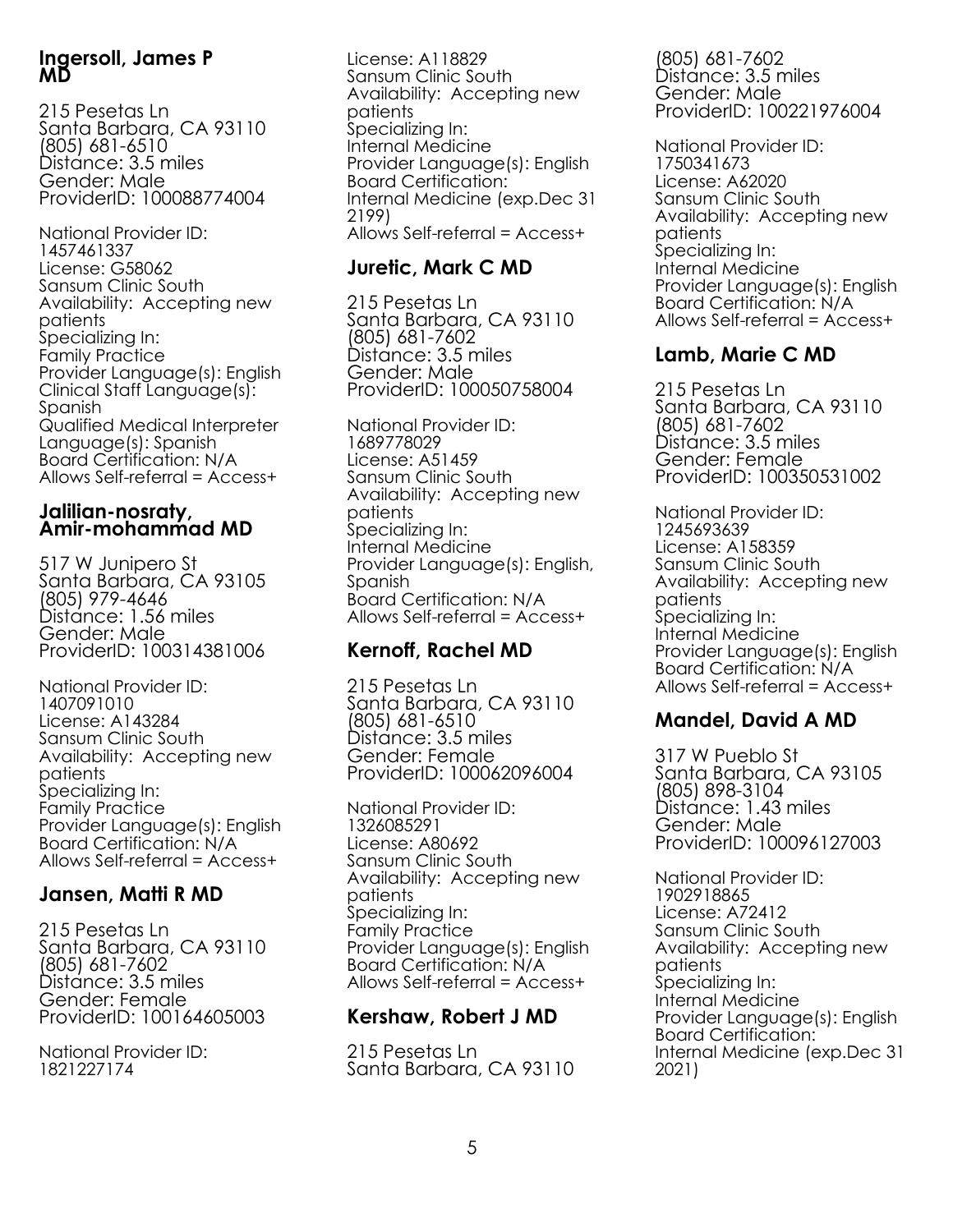### Ingersoll, James P MD

215 Pesetas Ln
Santa Barbara, CA 93110
(805) 681-6510
Distance: 3.5 miles
Gender: Male
ProviderID: 100088774004

National Provider ID: 1457461337
License: G58062
Sansum Clinic South
Availability: Accepting new patients
Specializing In:
Family Practice
Provider Language(s): English
Clinical Staff Language(s): Spanish
Qualified Medical Interpreter Language(s): Spanish
Board Certification: N/A
Allows Self-referral = Access+

### Jalilian-nosraty, Amir-mohammad MD

517 W Junipero St
Santa Barbara, CA 93105
(805) 979-4646
Distance: 1.56 miles
Gender: Male
ProviderID: 100314381006

National Provider ID: 1407091010
License: A143284
Sansum Clinic South
Availability: Accepting new patients
Specializing In:
Family Practice
Provider Language(s): English
Board Certification: N/A
Allows Self-referral = Access+

### Jansen, Matti R MD

215 Pesetas Ln
Santa Barbara, CA 93110
(805) 681-7602
Distance: 3.5 miles
Gender: Female
ProviderID: 100164605003

National Provider ID: 1821227174
License: A118829
Sansum Clinic South
Availability: Accepting new patients
Specializing In:
Internal Medicine
Provider Language(s): English
Board Certification:
Internal Medicine (exp.Dec 31 2199)
Allows Self-referral = Access+

### Juretic, Mark C MD

215 Pesetas Ln
Santa Barbara, CA 93110
(805) 681-7602
Distance: 3.5 miles
Gender: Male
ProviderID: 100050758004

National Provider ID: 1689778029
License: A51459
Sansum Clinic South
Availability: Accepting new patients
Specializing In:
Internal Medicine
Provider Language(s): English, Spanish
Board Certification: N/A
Allows Self-referral = Access+

### Kernoff, Rachel MD

215 Pesetas Ln
Santa Barbara, CA 93110
(805) 681-6510
Distance: 3.5 miles
Gender: Female
ProviderID: 100062096004

National Provider ID: 1326085291
License: A80692
Sansum Clinic South
Availability: Accepting new patients
Specializing In:
Family Practice
Provider Language(s): English
Board Certification: N/A
Allows Self-referral = Access+

### Kershaw, Robert J MD

215 Pesetas Ln
Santa Barbara, CA 93110
(805) 681-7602
Distance: 3.5 miles
Gender: Male
ProviderID: 100221976004

National Provider ID: 1750341673
License: A62020
Sansum Clinic South
Availability: Accepting new patients
Specializing In:
Internal Medicine
Provider Language(s): English
Board Certification: N/A
Allows Self-referral = Access+

### Lamb, Marie C MD

215 Pesetas Ln
Santa Barbara, CA 93110
(805) 681-7602
Distance: 3.5 miles
Gender: Female
ProviderID: 100350531002

National Provider ID: 1245693639
License: A158359
Sansum Clinic South
Availability: Accepting new patients
Specializing In:
Internal Medicine
Provider Language(s): English
Board Certification: N/A
Allows Self-referral = Access+

### Mandel, David A MD

317 W Pueblo St
Santa Barbara, CA 93105
(805) 898-3104
Distance: 1.43 miles
Gender: Male
ProviderID: 100096127003

National Provider ID: 1902918865
License: A72412
Sansum Clinic South
Availability: Accepting new patients
Specializing In:
Internal Medicine
Provider Language(s): English
Board Certification:
Internal Medicine (exp.Dec 31 2021)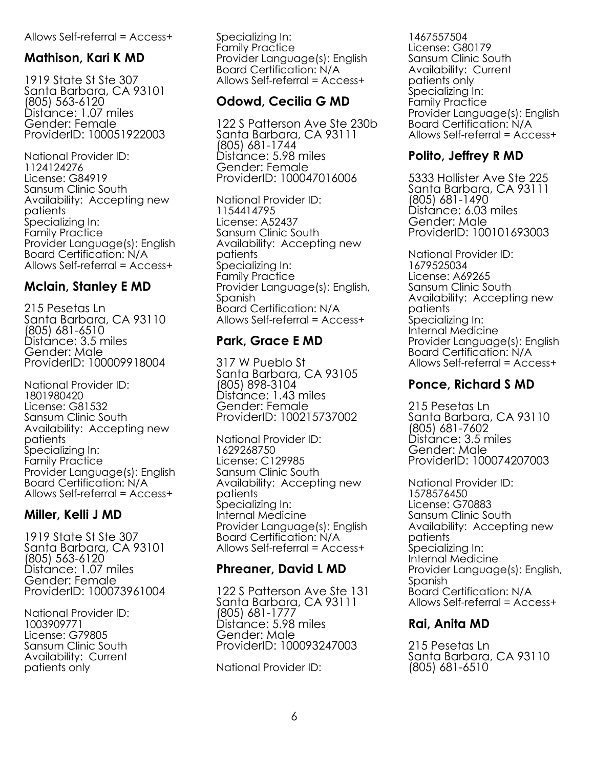Allows Self-referral = Access+

### Mathison, Kari K MD

1919 State St Ste 307
Santa Barbara, CA 93101
(805) 563-6120
Distance: 1.07 miles
Gender: Female
ProviderID: 100051922003

National Provider ID:
1124124276
License: G84919
Sansum Clinic South
Availability: Accepting new patients
Specializing In:
Family Practice
Provider Language(s): English
Board Certification: N/A
Allows Self-referral = Access+

### Mclain, Stanley E MD

215 Pesetas Ln
Santa Barbara, CA 93110
(805) 681-6510
Distance: 3.5 miles
Gender: Male
ProviderID: 100009918004

National Provider ID:
1801980420
License: G81532
Sansum Clinic South
Availability: Accepting new patients
Specializing In:
Family Practice
Provider Language(s): English
Board Certification: N/A
Allows Self-referral = Access+

### Miller, Kelli J MD

1919 State St Ste 307
Santa Barbara, CA 93101
(805) 563-6120
Distance: 1.07 miles
Gender: Female
ProviderID: 100073961004

National Provider ID:
1003909771
License: G79805
Sansum Clinic South
Availability: Current patients only
Specializing In:
Family Practice
Provider Language(s): English
Board Certification: N/A
Allows Self-referral = Access+

### Odowd, Cecilia G MD

122 S Patterson Ave Ste 230b
Santa Barbara, CA 93111
(805) 681-1744
Distance: 5.98 miles
Gender: Female
ProviderID: 100047016006

National Provider ID:
1154414795
License: A52437
Sansum Clinic South
Availability: Accepting new patients
Specializing In:
Family Practice
Provider Language(s): English, Spanish
Board Certification: N/A
Allows Self-referral = Access+

### Park, Grace E MD

317 W Pueblo St
Santa Barbara, CA 93105
(805) 898-3104
Distance: 1.43 miles
Gender: Female
ProviderID: 100215737002

National Provider ID:
1629268750
License: C129985
Sansum Clinic South
Availability: Accepting new patients
Specializing In:
Internal Medicine
Provider Language(s): English
Board Certification: N/A
Allows Self-referral = Access+

### Phreaner, David L MD

122 S Patterson Ave Ste 131
Santa Barbara, CA 93111
(805) 681-1777
Distance: 5.98 miles
Gender: Male
ProviderID: 100093247003

National Provider ID:
1467557504
License: G80179
Sansum Clinic South
Availability: Current patients only
Specializing In:
Family Practice
Provider Language(s): English
Board Certification: N/A
Allows Self-referral = Access+

### Polito, Jeffrey R MD

5333 Hollister Ave Ste 225
Santa Barbara, CA 93111
(805) 681-1490
Distance: 6.03 miles
Gender: Male
ProviderID: 100101693003

National Provider ID:
1679525034
License: A69265
Sansum Clinic South
Availability: Accepting new patients
Specializing In:
Internal Medicine
Provider Language(s): English
Board Certification: N/A
Allows Self-referral = Access+

### Ponce, Richard S MD

215 Pesetas Ln
Santa Barbara, CA 93110
(805) 681-7602
Distance: 3.5 miles
Gender: Male
ProviderID: 100074207003

National Provider ID:
1578576450
License: G70883
Sansum Clinic South
Availability: Accepting new patients
Specializing In:
Internal Medicine
Provider Language(s): English, Spanish
Board Certification: N/A
Allows Self-referral = Access+

### Rai, Anita MD

215 Pesetas Ln
Santa Barbara, CA 93110
(805) 681-6510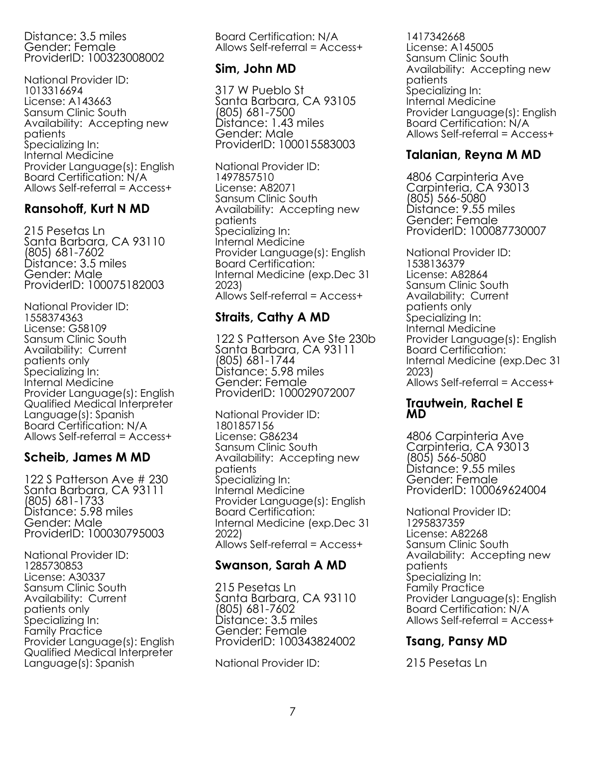Distance: 3.5 miles
Gender: Female
ProviderID: 100323008002

National Provider ID: 1013316694
License: A143663
Sansum Clinic South
Availability: Accepting new patients
Specializing In:
Internal Medicine
Provider Language(s): English
Board Certification: N/A
Allows Self-referral = Access+

### Ransohoff, Kurt N MD

215 Pesetas Ln
Santa Barbara, CA 93110
(805) 681-7602
Distance: 3.5 miles
Gender: Male
ProviderID: 100075182003

National Provider ID: 1558374363
License: G58109
Sansum Clinic South
Availability: Current patients only
Specializing In:
Internal Medicine
Provider Language(s): English
Qualified Medical Interpreter Language(s): Spanish
Board Certification: N/A
Allows Self-referral = Access+

### Scheib, James M MD

122 S Patterson Ave # 230
Santa Barbara, CA 93111
(805) 681-1733
Distance: 5.98 miles
Gender: Male
ProviderID: 100030795003

National Provider ID: 1285730853
License: A30337
Sansum Clinic South
Availability: Current patients only
Specializing In:
Family Practice
Provider Language(s): English
Qualified Medical Interpreter Language(s): Spanish
Board Certification: N/A
Allows Self-referral = Access+

### Sim, John MD

317 W Pueblo St
Santa Barbara, CA 93105
(805) 681-7500
Distance: 1.43 miles
Gender: Male
ProviderID: 100015583003

National Provider ID: 1497857510
License: A82071
Sansum Clinic South
Availability: Accepting new patients
Specializing In:
Internal Medicine
Provider Language(s): English
Board Certification:
Internal Medicine (exp.Dec 31 2023)
Allows Self-referral = Access+

### Straits, Cathy A MD

122 S Patterson Ave Ste 230b
Santa Barbara, CA 93111
(805) 681-1744
Distance: 5.98 miles
Gender: Female
ProviderID: 100029072007

National Provider ID: 1801857156
License: G86234
Sansum Clinic South
Availability: Accepting new patients
Specializing In:
Internal Medicine
Provider Language(s): English
Board Certification:
Internal Medicine (exp.Dec 31 2022)
Allows Self-referral = Access+

### Swanson, Sarah A MD

215 Pesetas Ln
Santa Barbara, CA 93110
(805) 681-7602
Distance: 3.5 miles
Gender: Female
ProviderID: 100343824002

National Provider ID: 1417342668
License: A145005
Sansum Clinic South
Availability: Accepting new patients
Specializing In:
Internal Medicine
Provider Language(s): English
Board Certification: N/A
Allows Self-referral = Access+

### Talanian, Reyna M MD

4806 Carpinteria Ave
Carpinteria, CA 93013
(805) 566-5080
Distance: 9.55 miles
Gender: Female
ProviderID: 100087730007

National Provider ID: 1538136379
License: A82864
Sansum Clinic South
Availability: Current patients only
Specializing In:
Internal Medicine
Provider Language(s): English
Board Certification:
Internal Medicine (exp.Dec 31 2023)
Allows Self-referral = Access+

### Trautwein, Rachel E MD

4806 Carpinteria Ave
Carpinteria, CA 93013
(805) 566-5080
Distance: 9.55 miles
Gender: Female
ProviderID: 100069624004

National Provider ID: 1295837359
License: A82268
Sansum Clinic South
Availability: Accepting new patients
Specializing In:
Family Practice
Provider Language(s): English
Board Certification: N/A
Allows Self-referral = Access+

### Tsang, Pansy MD

215 Pesetas Ln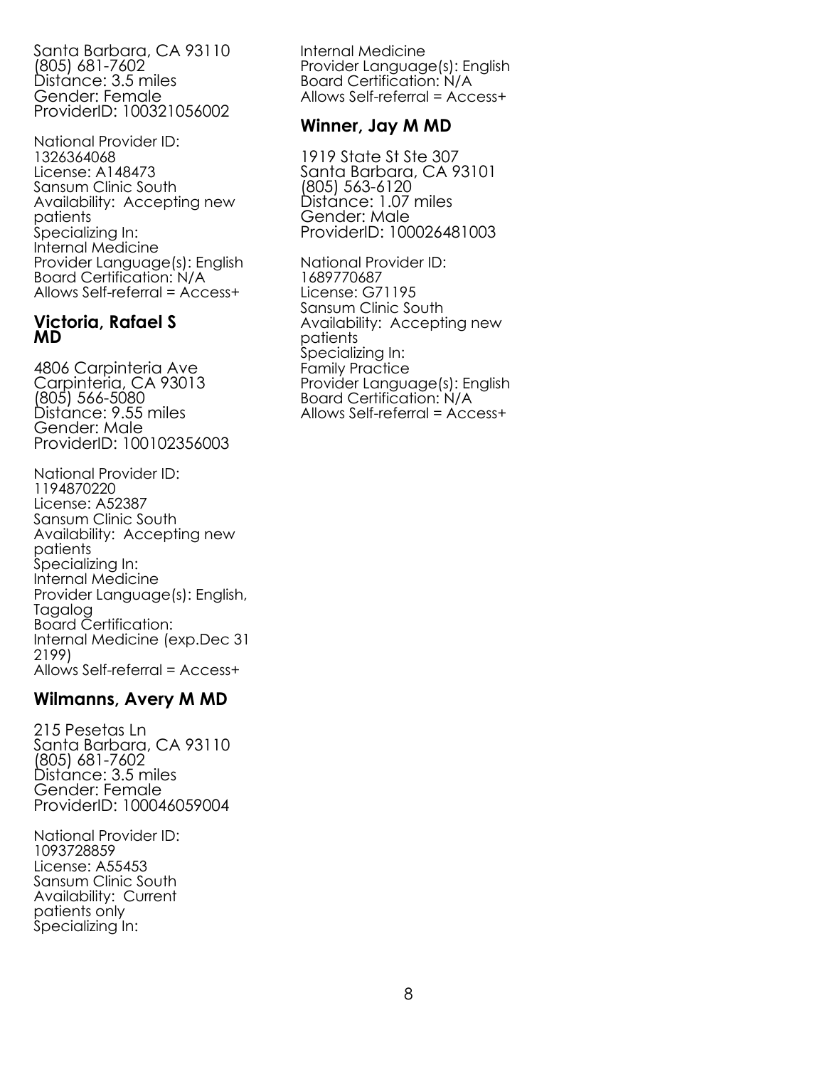Santa Barbara, CA 93110
(805) 681-7602
Distance: 3.5 miles
Gender: Female
ProviderID: 100321056002

National Provider ID: 1326364068
License: A148473
Sansum Clinic South
Availability: Accepting new patients
Specializing In:
Internal Medicine
Provider Language(s): English
Board Certification: N/A
Allows Self-referral = Access+

### Victoria, Rafael S MD

4806 Carpinteria Ave
Carpinteria, CA 93013
(805) 566-5080
Distance: 9.55 miles
Gender: Male
ProviderID: 100102356003

National Provider ID: 1194870220
License: A52387
Sansum Clinic South
Availability: Accepting new patients
Specializing In:
Internal Medicine
Provider Language(s): English, Tagalog
Board Certification:
Internal Medicine (exp.Dec 31 2199)
Allows Self-referral = Access+

### Wilmanns, Avery M MD

215 Pesetas Ln
Santa Barbara, CA 93110
(805) 681-7602
Distance: 3.5 miles
Gender: Female
ProviderID: 100046059004

National Provider ID: 1093728859
License: A55453
Sansum Clinic South
Availability: Current patients only
Specializing In:
Internal Medicine
Provider Language(s): English
Board Certification: N/A
Allows Self-referral = Access+

### Winner, Jay M MD

1919 State St Ste 307
Santa Barbara, CA 93101
(805) 563-6120
Distance: 1.07 miles
Gender: Male
ProviderID: 100026481003

National Provider ID: 1689770687
License: G71195
Sansum Clinic South
Availability: Accepting new patients
Specializing In:
Family Practice
Provider Language(s): English
Board Certification: N/A
Allows Self-referral = Access+